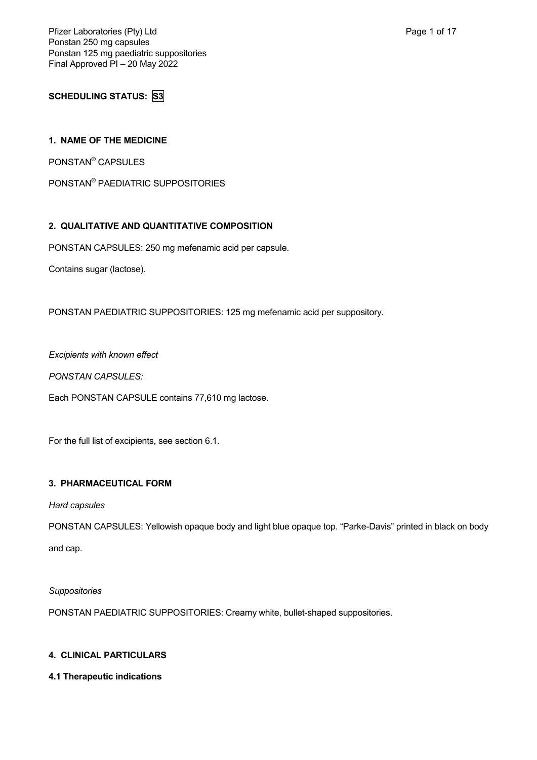**SCHEDULING STATUS: S3**

## 1. NAME OF THE MEDICINE

PONSTAN® CAPSULES

PONSTAN® PAEDIATRIC SUPPOSITORIES

## 2. QUALITATIVE AND QUANTITATIVE COMPOSITION

PONSTAN CAPSULES: 250 mg mefenamic acid per capsule.

Contains sugar (lactose).

PONSTAN PAEDIATRIC SUPPOSITORIES: 125 mg mefenamic acid per suppository.

*Excipients with known effect*

*PONSTAN CAPSULES:*

Each PONSTAN CAPSULE contains 77,610 mg lactose.

For the full list of excipients, see section 6.1.

## 3. PHARMACEUTICAL FORM

*Hard capsules*

PONSTAN CAPSULES: Yellowish opaque body and light blue opaque top. "Parke-Davis" printed in black on body and cap.

*Suppositories*

PONSTAN PAEDIATRIC SUPPOSITORIES: Creamy white, bullet-shaped suppositories.

## 4. CLINICAL PARTICULARS

### 4.1 Therapeutic indications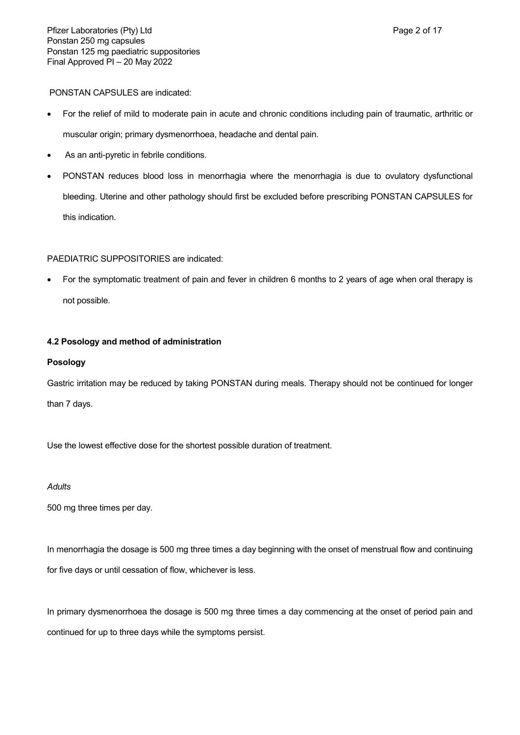PONSTAN CAPSULES are indicated:

- For the relief of mild to moderate pain in acute and chronic conditions including pain of traumatic, arthritic or muscular origin; primary dysmenorrhoea, headache and dental pain.
- As an anti-pyretic in febrile conditions.
- PONSTAN reduces blood loss in menorrhagia where the menorrhagia is due to ovulatory dysfunctional bleeding. Uterine and other pathology should first be excluded before prescribing PONSTAN CAPSULES for this indication.

PAEDIATRIC SUPPOSITORIES are indicated:

- For the symptomatic treatment of pain and fever in children 6 months to 2 years of age when oral therapy is not possible.

**4.2 Posology and method of administration**

**Posology**

Gastric irritation may be reduced by taking PONSTAN during meals. Therapy should not be continued for longer than 7 days.

Use the lowest effective dose for the shortest possible duration of treatment.

*Adults*

500 mg three times per day.

In menorrhagia the dosage is 500 mg three times a day beginning with the onset of menstrual flow and continuing for five days or until cessation of flow, whichever is less.

In primary dysmenorrhoea the dosage is 500 mg three times a day commencing at the onset of period pain and continued for up to three days while the symptoms persist.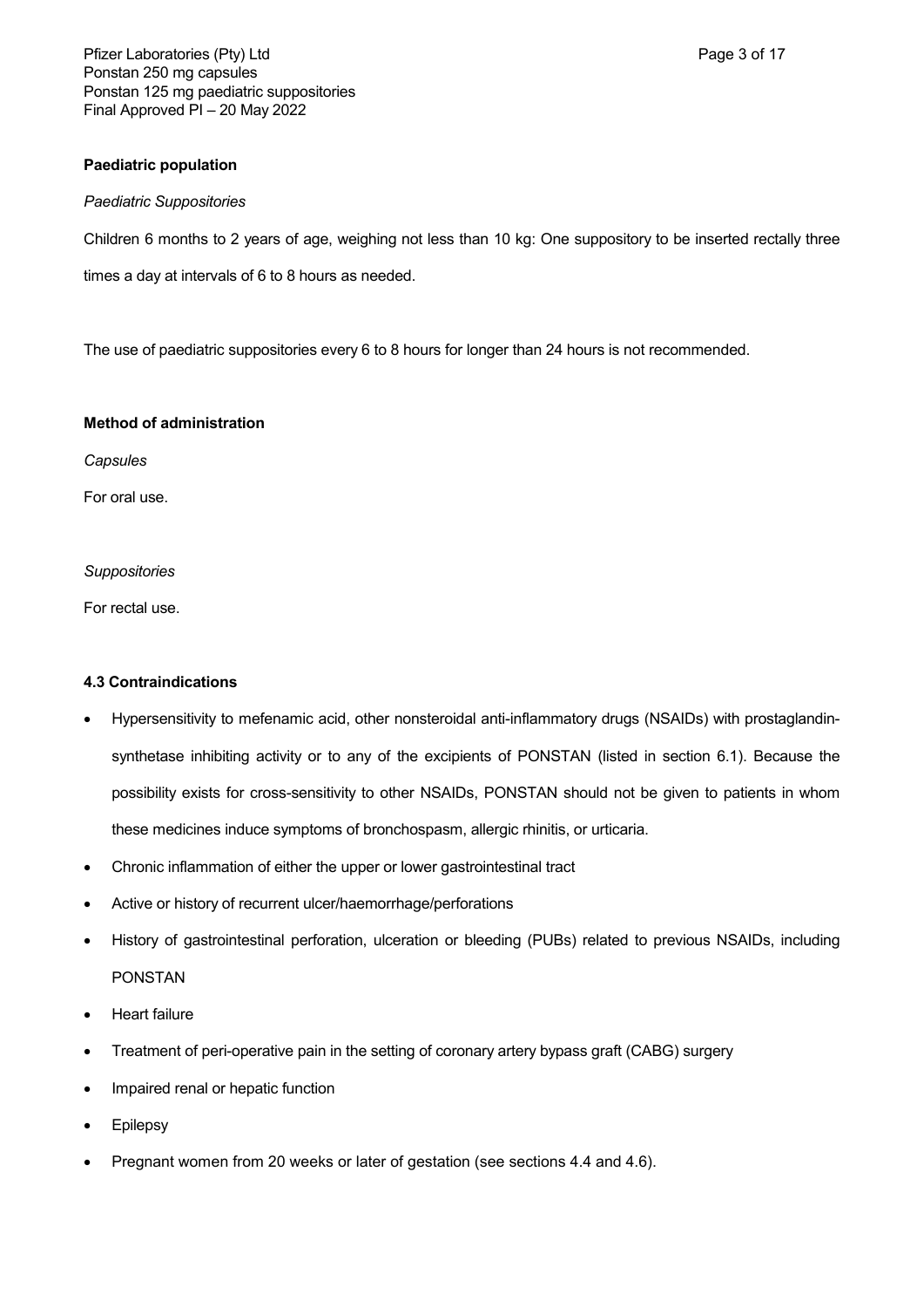**Paediatric population**

*Paediatric Suppositories*

Children 6 months to 2 years of age, weighing not less than 10 kg: One suppository to be inserted rectally three times a day at intervals of 6 to 8 hours as needed.

The use of paediatric suppositories every 6 to 8 hours for longer than 24 hours is not recommended.

**Method of administration**

*Capsules*

For oral use.

*Suppositories*

For rectal use.

**4.3 Contraindications**

- Hypersensitivity to mefenamic acid, other nonsteroidal anti-inflammatory drugs (NSAIDs) with prostaglandin-synthetase inhibiting activity or to any of the excipients of PONSTAN (listed in section 6.1). Because the possibility exists for cross-sensitivity to other NSAIDs, PONSTAN should not be given to patients in whom these medicines induce symptoms of bronchospasm, allergic rhinitis, or urticaria.
- Chronic inflammation of either the upper or lower gastrointestinal tract
- Active or history of recurrent ulcer/haemorrhage/perforations
- History of gastrointestinal perforation, ulceration or bleeding (PUBs) related to previous NSAIDs, including PONSTAN
- Heart failure
- Treatment of peri-operative pain in the setting of coronary artery bypass graft (CABG) surgery
- Impaired renal or hepatic function
- Epilepsy
- Pregnant women from 20 weeks or later of gestation (see sections 4.4 and 4.6).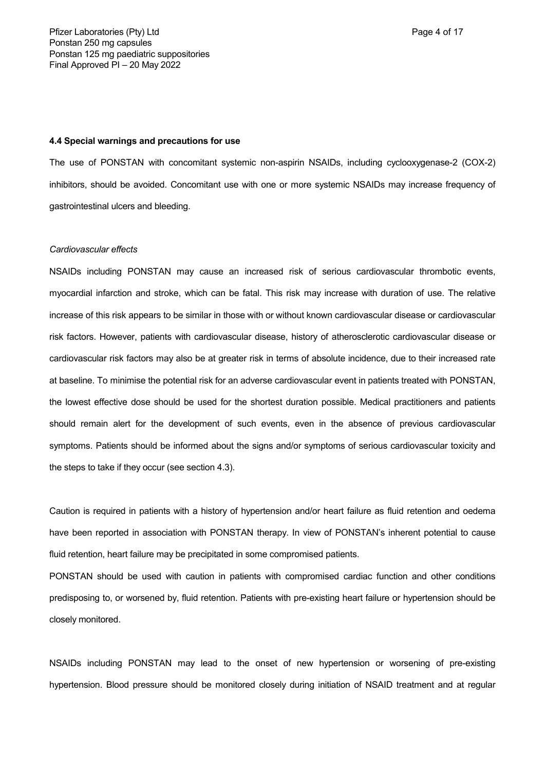#### 4.4 Special warnings and precautions for use

The use of PONSTAN with concomitant systemic non-aspirin NSAIDs, including cyclooxygenase-2 (COX-2) inhibitors, should be avoided. Concomitant use with one or more systemic NSAIDs may increase frequency of gastrointestinal ulcers and bleeding.

*Cardiovascular effects*

NSAIDs including PONSTAN may cause an increased risk of serious cardiovascular thrombotic events, myocardial infarction and stroke, which can be fatal. This risk may increase with duration of use. The relative increase of this risk appears to be similar in those with or without known cardiovascular disease or cardiovascular risk factors. However, patients with cardiovascular disease, history of atherosclerotic cardiovascular disease or cardiovascular risk factors may also be at greater risk in terms of absolute incidence, due to their increased rate at baseline. To minimise the potential risk for an adverse cardiovascular event in patients treated with PONSTAN, the lowest effective dose should be used for the shortest duration possible. Medical practitioners and patients should remain alert for the development of such events, even in the absence of previous cardiovascular symptoms. Patients should be informed about the signs and/or symptoms of serious cardiovascular toxicity and the steps to take if they occur (see section 4.3).

Caution is required in patients with a history of hypertension and/or heart failure as fluid retention and oedema have been reported in association with PONSTAN therapy. In view of PONSTAN's inherent potential to cause fluid retention, heart failure may be precipitated in some compromised patients.

PONSTAN should be used with caution in patients with compromised cardiac function and other conditions predisposing to, or worsened by, fluid retention. Patients with pre-existing heart failure or hypertension should be closely monitored.

NSAIDs including PONSTAN may lead to the onset of new hypertension or worsening of pre-existing hypertension. Blood pressure should be monitored closely during initiation of NSAID treatment and at regular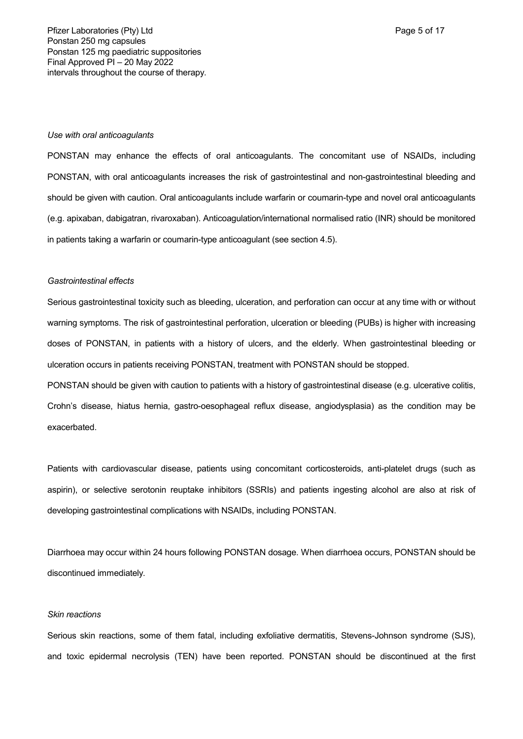intervals throughout the course of therapy.

*Use with oral anticoagulants*

PONSTAN may enhance the effects of oral anticoagulants. The concomitant use of NSAIDs, including PONSTAN, with oral anticoagulants increases the risk of gastrointestinal and non-gastrointestinal bleeding and should be given with caution. Oral anticoagulants include warfarin or coumarin-type and novel oral anticoagulants (e.g. apixaban, dabigatran, rivaroxaban). Anticoagulation/international normalised ratio (INR) should be monitored in patients taking a warfarin or coumarin-type anticoagulant (see section 4.5).

*Gastrointestinal effects*

Serious gastrointestinal toxicity such as bleeding, ulceration, and perforation can occur at any time with or without warning symptoms. The risk of gastrointestinal perforation, ulceration or bleeding (PUBs) is higher with increasing doses of PONSTAN, in patients with a history of ulcers, and the elderly. When gastrointestinal bleeding or ulceration occurs in patients receiving PONSTAN, treatment with PONSTAN should be stopped.

PONSTAN should be given with caution to patients with a history of gastrointestinal disease (e.g. ulcerative colitis, Crohn's disease, hiatus hernia, gastro-oesophageal reflux disease, angiodysplasia) as the condition may be exacerbated.

Patients with cardiovascular disease, patients using concomitant corticosteroids, anti-platelet drugs (such as aspirin), or selective serotonin reuptake inhibitors (SSRIs) and patients ingesting alcohol are also at risk of developing gastrointestinal complications with NSAIDs, including PONSTAN.

Diarrhoea may occur within 24 hours following PONSTAN dosage. When diarrhoea occurs, PONSTAN should be discontinued immediately.

*Skin reactions*

Serious skin reactions, some of them fatal, including exfoliative dermatitis, Stevens-Johnson syndrome (SJS), and toxic epidermal necrolysis (TEN) have been reported. PONSTAN should be discontinued at the first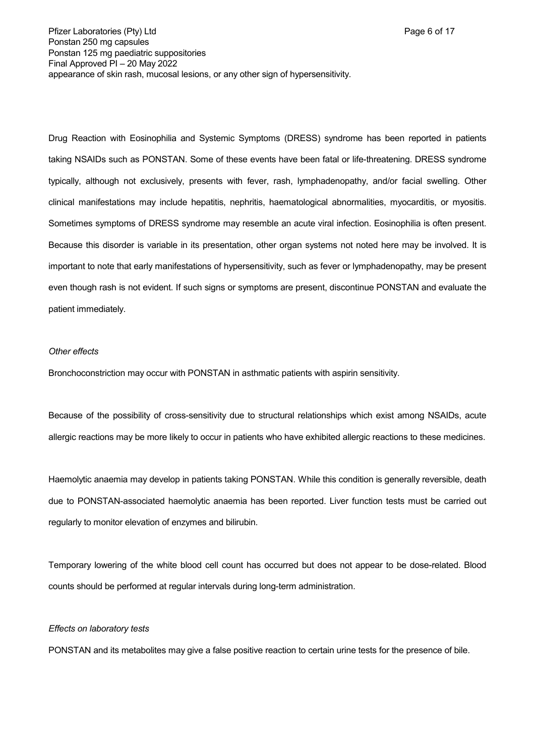appearance of skin rash, mucosal lesions, or any other sign of hypersensitivity.

Drug Reaction with Eosinophilia and Systemic Symptoms (DRESS) syndrome has been reported in patients taking NSAIDs such as PONSTAN. Some of these events have been fatal or life-threatening. DRESS syndrome typically, although not exclusively, presents with fever, rash, lymphadenopathy, and/or facial swelling. Other clinical manifestations may include hepatitis, nephritis, haematological abnormalities, myocarditis, or myositis. Sometimes symptoms of DRESS syndrome may resemble an acute viral infection. Eosinophilia is often present. Because this disorder is variable in its presentation, other organ systems not noted here may be involved. It is important to note that early manifestations of hypersensitivity, such as fever or lymphadenopathy, may be present even though rash is not evident. If such signs or symptoms are present, discontinue PONSTAN and evaluate the patient immediately.

*Other effects*

Bronchoconstriction may occur with PONSTAN in asthmatic patients with aspirin sensitivity.

Because of the possibility of cross-sensitivity due to structural relationships which exist among NSAIDs, acute allergic reactions may be more likely to occur in patients who have exhibited allergic reactions to these medicines.

Haemolytic anaemia may develop in patients taking PONSTAN. While this condition is generally reversible, death due to PONSTAN-associated haemolytic anaemia has been reported. Liver function tests must be carried out regularly to monitor elevation of enzymes and bilirubin.

Temporary lowering of the white blood cell count has occurred but does not appear to be dose-related. Blood counts should be performed at regular intervals during long-term administration.

*Effects on laboratory tests*

PONSTAN and its metabolites may give a false positive reaction to certain urine tests for the presence of bile.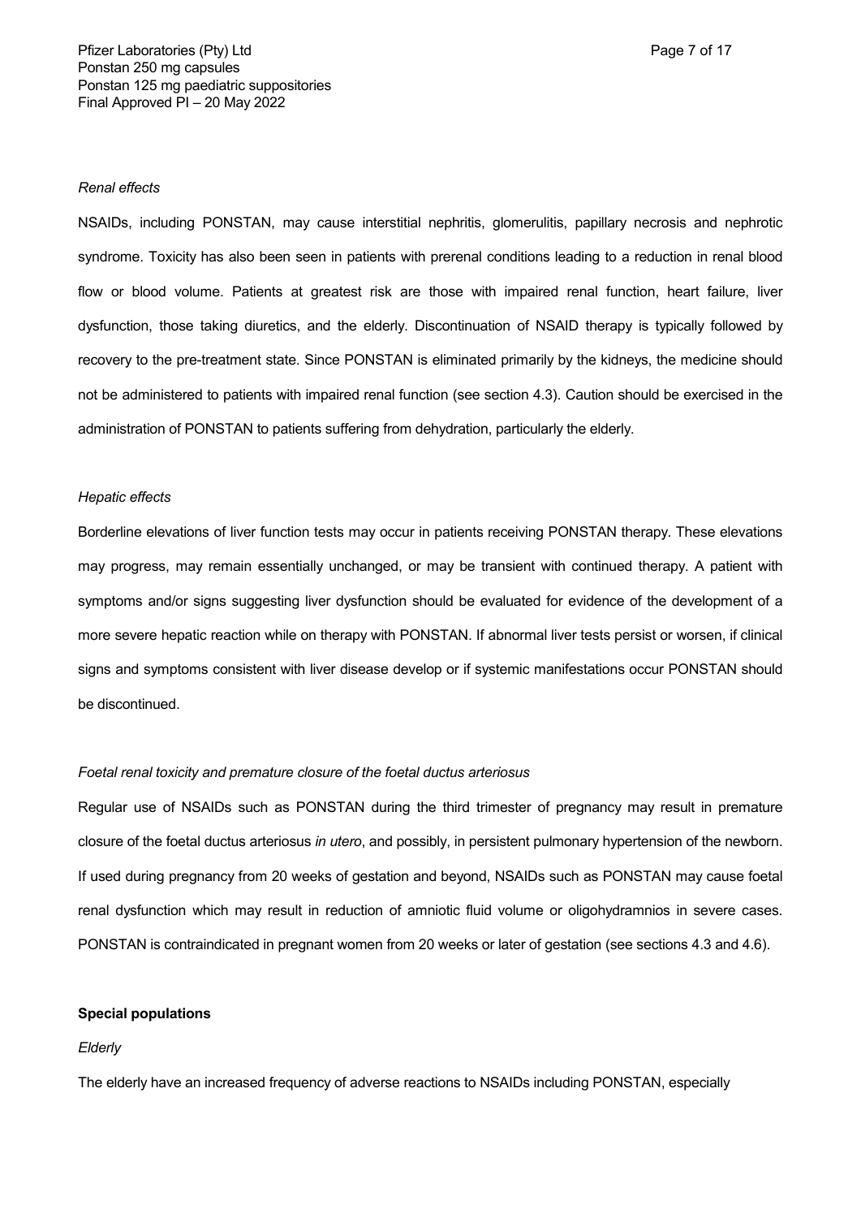*Renal effects*

NSAIDs, including PONSTAN, may cause interstitial nephritis, glomerulitis, papillary necrosis and nephrotic syndrome. Toxicity has also been seen in patients with prerenal conditions leading to a reduction in renal blood flow or blood volume. Patients at greatest risk are those with impaired renal function, heart failure, liver dysfunction, those taking diuretics, and the elderly. Discontinuation of NSAID therapy is typically followed by recovery to the pre-treatment state. Since PONSTAN is eliminated primarily by the kidneys, the medicine should not be administered to patients with impaired renal function (see section 4.3). Caution should be exercised in the administration of PONSTAN to patients suffering from dehydration, particularly the elderly.

*Hepatic effects*

Borderline elevations of liver function tests may occur in patients receiving PONSTAN therapy. These elevations may progress, may remain essentially unchanged, or may be transient with continued therapy. A patient with symptoms and/or signs suggesting liver dysfunction should be evaluated for evidence of the development of a more severe hepatic reaction while on therapy with PONSTAN. If abnormal liver tests persist or worsen, if clinical signs and symptoms consistent with liver disease develop or if systemic manifestations occur PONSTAN should be discontinued.

*Foetal renal toxicity and premature closure of the foetal ductus arteriosus*

Regular use of NSAIDs such as PONSTAN during the third trimester of pregnancy may result in premature closure of the foetal ductus arteriosus *in utero*, and possibly, in persistent pulmonary hypertension of the newborn. If used during pregnancy from 20 weeks of gestation and beyond, NSAIDs such as PONSTAN may cause foetal renal dysfunction which may result in reduction of amniotic fluid volume or oligohydramnios in severe cases. PONSTAN is contraindicated in pregnant women from 20 weeks or later of gestation (see sections 4.3 and 4.6).

**Special populations**

*Elderly*

The elderly have an increased frequency of adverse reactions to NSAIDs including PONSTAN, especially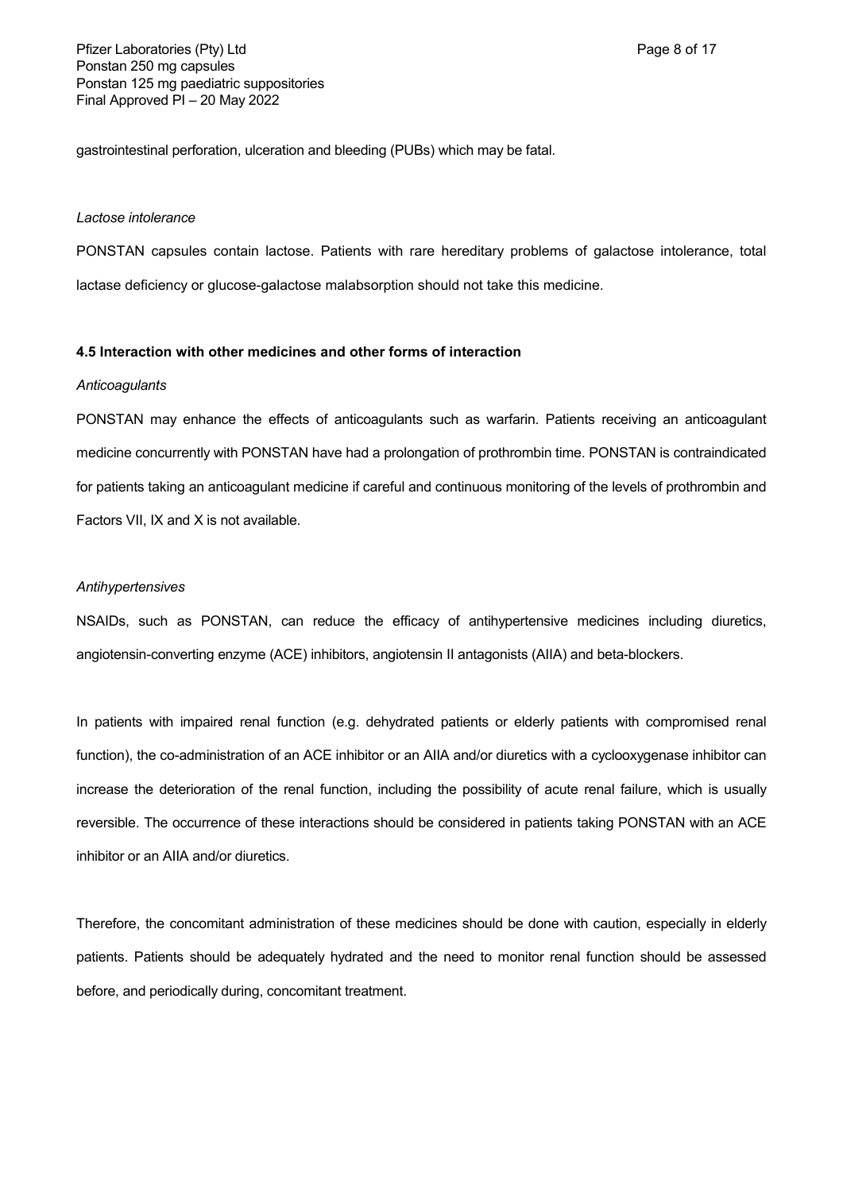gastrointestinal perforation, ulceration and bleeding (PUBs) which may be fatal.

*Lactose intolerance*

PONSTAN capsules contain lactose. Patients with rare hereditary problems of galactose intolerance, total lactase deficiency or glucose-galactose malabsorption should not take this medicine.

**4.5 Interaction with other medicines and other forms of interaction**

*Anticoagulants*

PONSTAN may enhance the effects of anticoagulants such as warfarin. Patients receiving an anticoagulant medicine concurrently with PONSTAN have had a prolongation of prothrombin time. PONSTAN is contraindicated for patients taking an anticoagulant medicine if careful and continuous monitoring of the levels of prothrombin and Factors VII, IX and X is not available.

*Antihypertensives*

NSAIDs, such as PONSTAN, can reduce the efficacy of antihypertensive medicines including diuretics, angiotensin-converting enzyme (ACE) inhibitors, angiotensin II antagonists (AIIA) and beta-blockers.

In patients with impaired renal function (e.g. dehydrated patients or elderly patients with compromised renal function), the co-administration of an ACE inhibitor or an AIIA and/or diuretics with a cyclooxygenase inhibitor can increase the deterioration of the renal function, including the possibility of acute renal failure, which is usually reversible. The occurrence of these interactions should be considered in patients taking PONSTAN with an ACE inhibitor or an AIIA and/or diuretics.

Therefore, the concomitant administration of these medicines should be done with caution, especially in elderly patients. Patients should be adequately hydrated and the need to monitor renal function should be assessed before, and periodically during, concomitant treatment.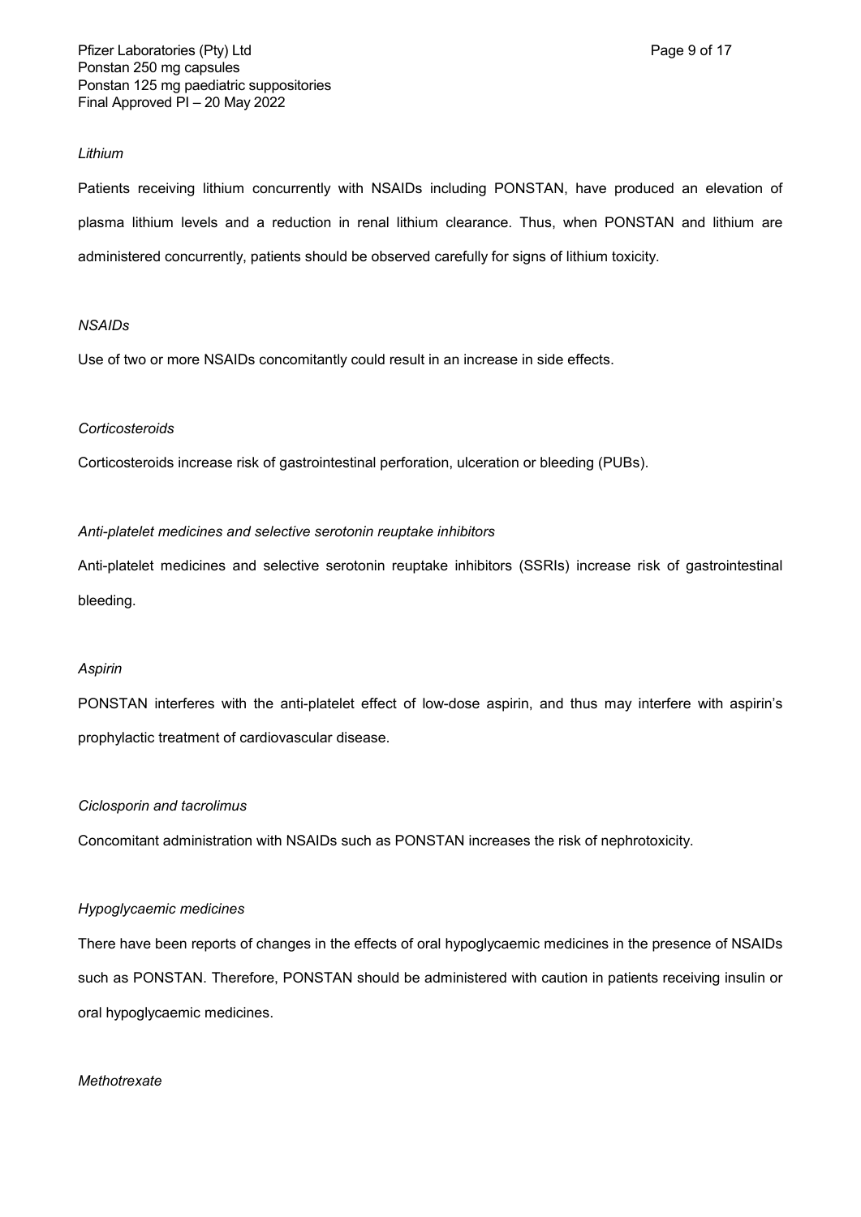*Lithium*

Patients receiving lithium concurrently with NSAIDs including PONSTAN, have produced an elevation of plasma lithium levels and a reduction in renal lithium clearance. Thus, when PONSTAN and lithium are administered concurrently, patients should be observed carefully for signs of lithium toxicity.

*NSAIDs*

Use of two or more NSAIDs concomitantly could result in an increase in side effects.

*Corticosteroids*

Corticosteroids increase risk of gastrointestinal perforation, ulceration or bleeding (PUBs).

*Anti-platelet medicines and selective serotonin reuptake inhibitors*

Anti-platelet medicines and selective serotonin reuptake inhibitors (SSRIs) increase risk of gastrointestinal bleeding.

*Aspirin*

PONSTAN interferes with the anti-platelet effect of low-dose aspirin, and thus may interfere with aspirin's prophylactic treatment of cardiovascular disease.

*Ciclosporin and tacrolimus*

Concomitant administration with NSAIDs such as PONSTAN increases the risk of nephrotoxicity.

*Hypoglycaemic medicines*

There have been reports of changes in the effects of oral hypoglycaemic medicines in the presence of NSAIDs such as PONSTAN. Therefore, PONSTAN should be administered with caution in patients receiving insulin or oral hypoglycaemic medicines.

*Methotrexate*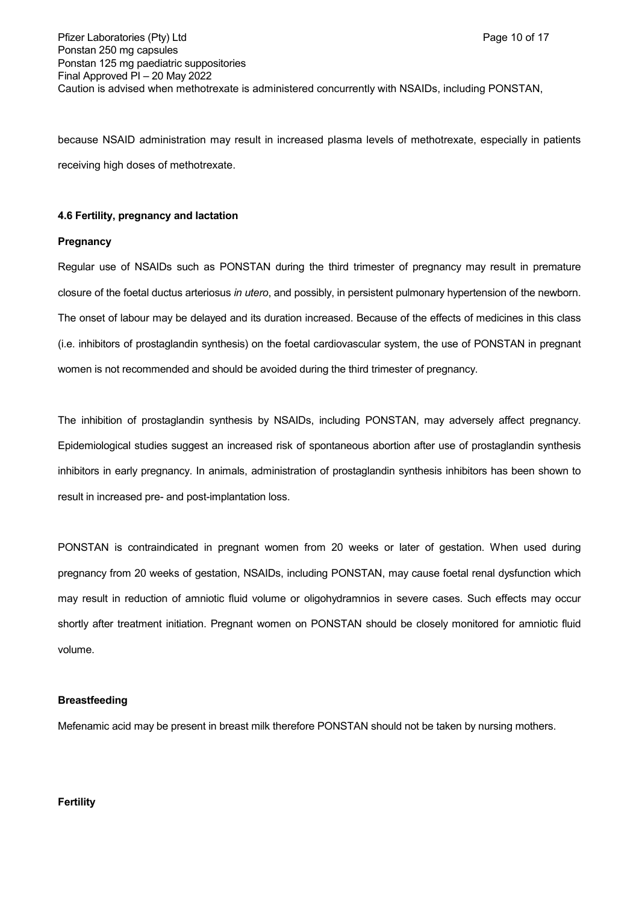Caution is advised when methotrexate is administered concurrently with NSAIDs, including PONSTAN, because NSAID administration may result in increased plasma levels of methotrexate, especially in patients receiving high doses of methotrexate.

#### 4.6 Fertility, pregnancy and lactation

**Pregnancy**

Regular use of NSAIDs such as PONSTAN during the third trimester of pregnancy may result in premature closure of the foetal ductus arteriosus *in utero*, and possibly, in persistent pulmonary hypertension of the newborn. The onset of labour may be delayed and its duration increased. Because of the effects of medicines in this class (i.e. inhibitors of prostaglandin synthesis) on the foetal cardiovascular system, the use of PONSTAN in pregnant women is not recommended and should be avoided during the third trimester of pregnancy.

The inhibition of prostaglandin synthesis by NSAIDs, including PONSTAN, may adversely affect pregnancy. Epidemiological studies suggest an increased risk of spontaneous abortion after use of prostaglandin synthesis inhibitors in early pregnancy. In animals, administration of prostaglandin synthesis inhibitors has been shown to result in increased pre- and post-implantation loss.

PONSTAN is contraindicated in pregnant women from 20 weeks or later of gestation. When used during pregnancy from 20 weeks of gestation, NSAIDs, including PONSTAN, may cause foetal renal dysfunction which may result in reduction of amniotic fluid volume or oligohydramnios in severe cases. Such effects may occur shortly after treatment initiation. Pregnant women on PONSTAN should be closely monitored for amniotic fluid volume.

**Breastfeeding**

Mefenamic acid may be present in breast milk therefore PONSTAN should not be taken by nursing mothers.

**Fertility**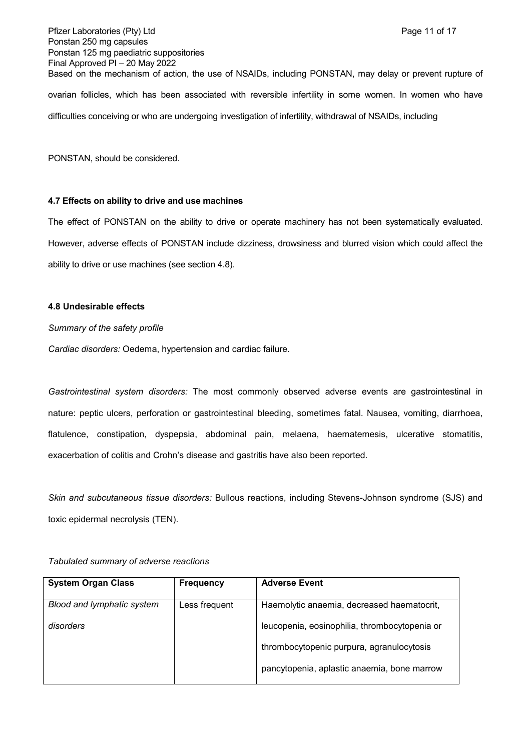Based on the mechanism of action, the use of NSAIDs, including PONSTAN, may delay or prevent rupture of ovarian follicles, which has been associated with reversible infertility in some women. In women who have difficulties conceiving or who are undergoing investigation of infertility, withdrawal of NSAIDs, including

PONSTAN, should be considered.

### 4.7 Effects on ability to drive and use machines

The effect of PONSTAN on the ability to drive or operate machinery has not been systematically evaluated. However, adverse effects of PONSTAN include dizziness, drowsiness and blurred vision which could affect the ability to drive or use machines (see section 4.8).

### 4.8 Undesirable effects

*Summary of the safety profile*

*Cardiac disorders:* Oedema, hypertension and cardiac failure.

*Gastrointestinal system disorders:* The most commonly observed adverse events are gastrointestinal in nature: peptic ulcers, perforation or gastrointestinal bleeding, sometimes fatal. Nausea, vomiting, diarrhoea, flatulence, constipation, dyspepsia, abdominal pain, melaena, haematemesis, ulcerative stomatitis, exacerbation of colitis and Crohn's disease and gastritis have also been reported.

*Skin and subcutaneous tissue disorders:* Bullous reactions, including Stevens-Johnson syndrome (SJS) and toxic epidermal necrolysis (TEN).

*Tabulated summary of adverse reactions*

| System Organ Class | Frequency | Adverse Event |
|---|---|---|
| *Blood and lymphatic system disorders* | Less frequent | Haemolytic anaemia, decreased haematocrit, leucopenia, eosinophilia, thrombocytopenia or thrombocytopenic purpura, agranulocytosis pancytopenia, aplastic anaemia, bone marrow |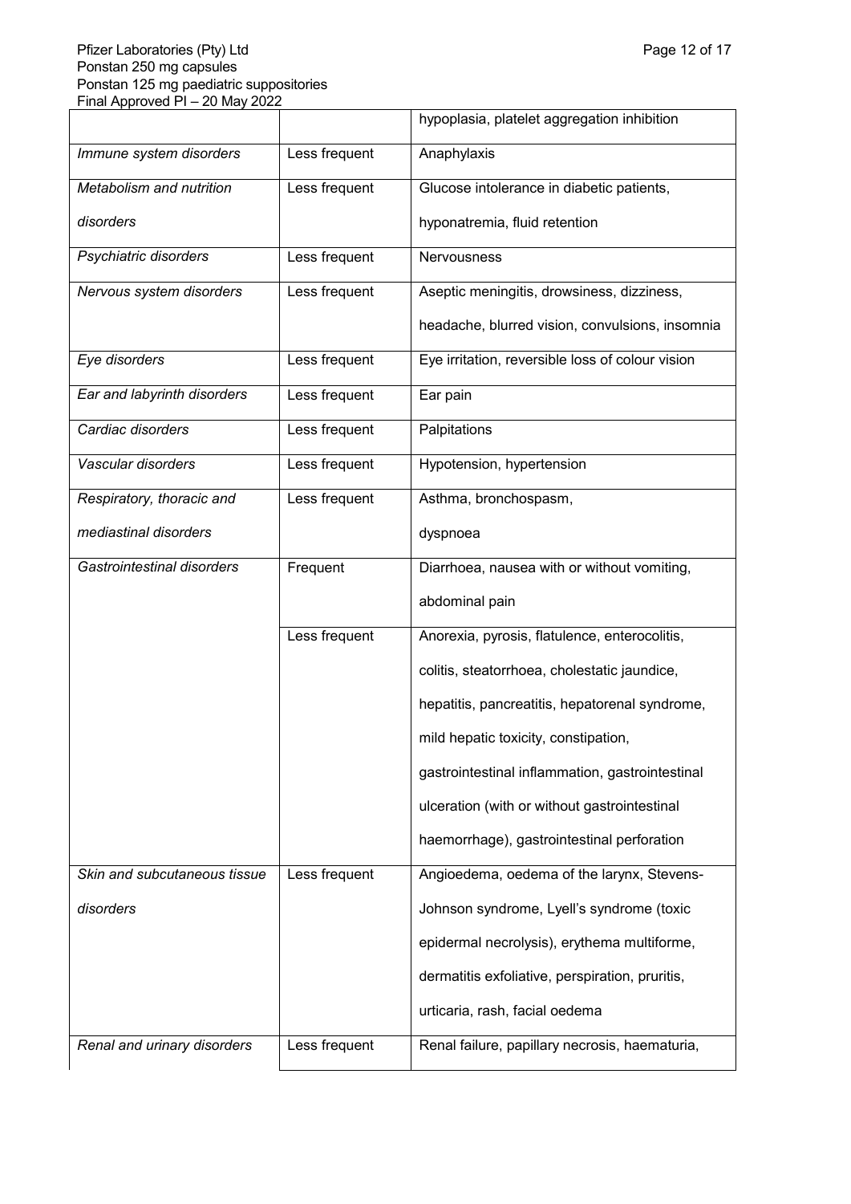| | | |
|---|---|---|
| | | hypoplasia, platelet aggregation inhibition |
| *Immune system disorders* | Less frequent | Anaphylaxis |
| *Metabolism and nutrition disorders* | Less frequent | Glucose intolerance in diabetic patients, hyponatremia, fluid retention |
| *Psychiatric disorders* | Less frequent | Nervousness |
| *Nervous system disorders* | Less frequent | Aseptic meningitis, drowsiness, dizziness, headache, blurred vision, convulsions, insomnia |
| *Eye disorders* | Less frequent | Eye irritation, reversible loss of colour vision |
| *Ear and labyrinth disorders* | Less frequent | Ear pain |
| *Cardiac disorders* | Less frequent | Palpitations |
| *Vascular disorders* | Less frequent | Hypotension, hypertension |
| *Respiratory, thoracic and mediastinal disorders* | Less frequent | Asthma, bronchospasm, dyspnoea |
| *Gastrointestinal disorders* | Frequent | Diarrhoea, nausea with or without vomiting, abdominal pain |
| | Less frequent | Anorexia, pyrosis, flatulence, enterocolitis, colitis, steatorrhoea, cholestatic jaundice, hepatitis, pancreatitis, hepatorenal syndrome, mild hepatic toxicity, constipation, gastrointestinal inflammation, gastrointestinal ulceration (with or without gastrointestinal haemorrhage), gastrointestinal perforation |
| *Skin and subcutaneous tissue disorders* | Less frequent | Angioedema, oedema of the larynx, Stevens-Johnson syndrome, Lyell's syndrome (toxic epidermal necrolysis), erythema multiforme, dermatitis exfoliative, perspiration, pruritis, urticaria, rash, facial oedema |
| *Renal and urinary disorders* | Less frequent | Renal failure, papillary necrosis, haematuria, |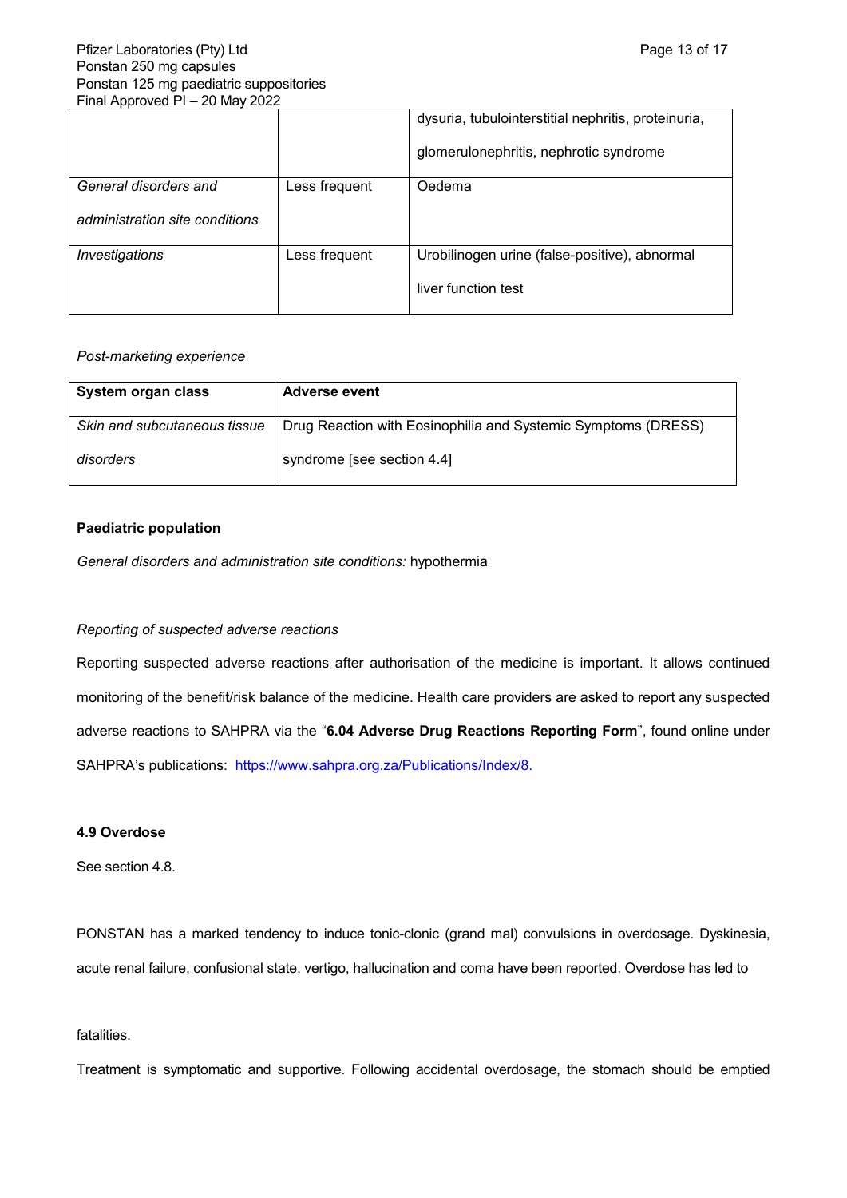| | | |
|---|---|---|
| | | dysuria, tubulointerstitial nephritis, proteinuria, glomerulonephritis, nephrotic syndrome |
| *General disorders and administration site conditions* | Less frequent | Oedema |
| *Investigations* | Less frequent | Urobilinogen urine (false-positive), abnormal liver function test |

*Post-marketing experience*

| System organ class | Adverse event |
|---|---|
| *Skin and subcutaneous tissue disorders* | Drug Reaction with Eosinophilia and Systemic Symptoms (DRESS) syndrome [see section 4.4] |

**Paediatric population**

*General disorders and administration site conditions:* hypothermia

*Reporting of suspected adverse reactions*

Reporting suspected adverse reactions after authorisation of the medicine is important. It allows continued monitoring of the benefit/risk balance of the medicine. Health care providers are asked to report any suspected adverse reactions to SAHPRA via the "**6.04 Adverse Drug Reactions Reporting Form**", found online under SAHPRA's publications: https://www.sahpra.org.za/Publications/Index/8.

**4.9 Overdose**

See section 4.8.

PONSTAN has a marked tendency to induce tonic-clonic (grand mal) convulsions in overdosage. Dyskinesia, acute renal failure, confusional state, vertigo, hallucination and coma have been reported. Overdose has led to fatalities.

Treatment is symptomatic and supportive. Following accidental overdosage, the stomach should be emptied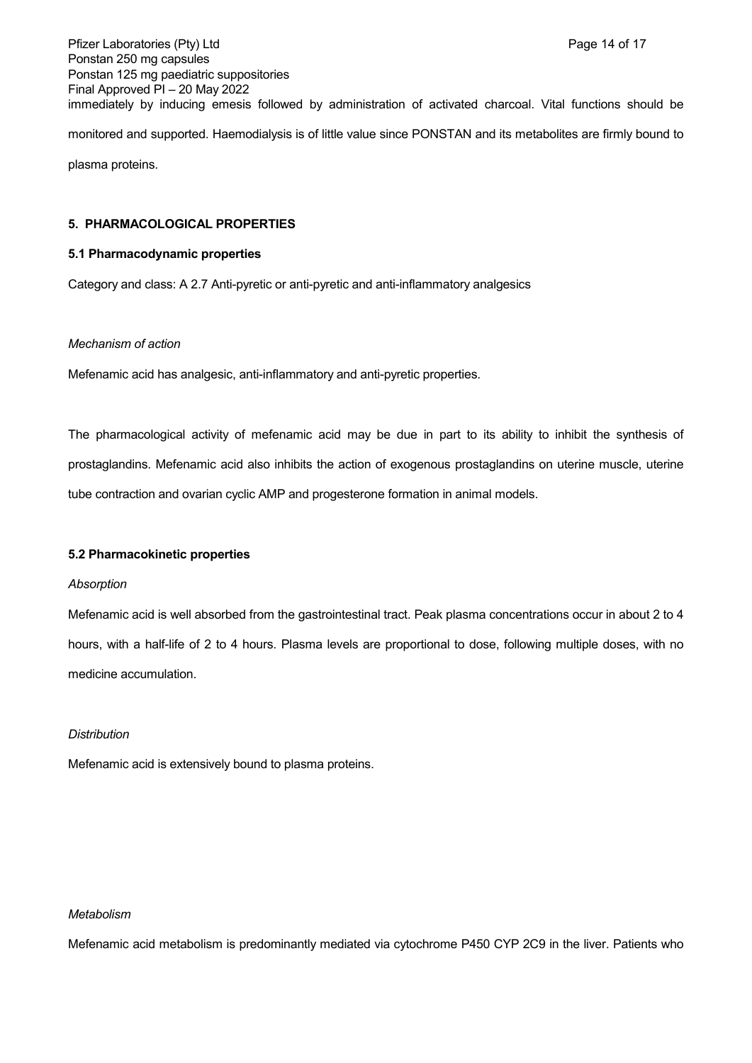immediately by inducing emesis followed by administration of activated charcoal. Vital functions should be monitored and supported. Haemodialysis is of little value since PONSTAN and its metabolites are firmly bound to plasma proteins.

## 5. PHARMACOLOGICAL PROPERTIES

### 5.1 Pharmacodynamic properties

Category and class: A 2.7 Anti-pyretic or anti-pyretic and anti-inflammatory analgesics

*Mechanism of action*

Mefenamic acid has analgesic, anti-inflammatory and anti-pyretic properties.

The pharmacological activity of mefenamic acid may be due in part to its ability to inhibit the synthesis of prostaglandins. Mefenamic acid also inhibits the action of exogenous prostaglandins on uterine muscle, uterine tube contraction and ovarian cyclic AMP and progesterone formation in animal models.

### 5.2 Pharmacokinetic properties

*Absorption*

Mefenamic acid is well absorbed from the gastrointestinal tract. Peak plasma concentrations occur in about 2 to 4 hours, with a half-life of 2 to 4 hours. Plasma levels are proportional to dose, following multiple doses, with no medicine accumulation.

*Distribution*

Mefenamic acid is extensively bound to plasma proteins.

*Metabolism*

Mefenamic acid metabolism is predominantly mediated via cytochrome P450 CYP 2C9 in the liver. Patients who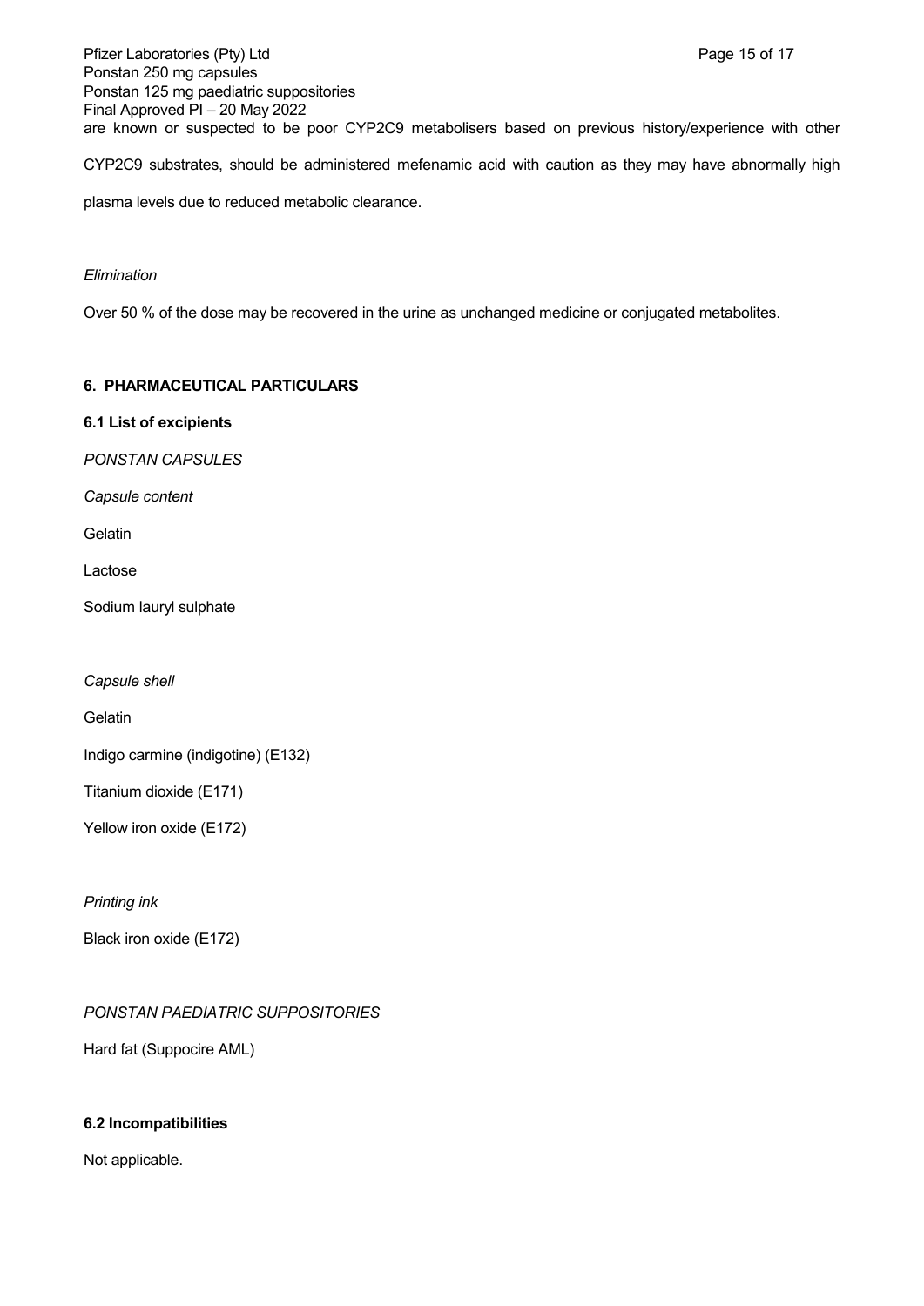are known or suspected to be poor CYP2C9 metabolisers based on previous history/experience with other CYP2C9 substrates, should be administered mefenamic acid with caution as they may have abnormally high plasma levels due to reduced metabolic clearance.

*Elimination*

Over 50 % of the dose may be recovered in the urine as unchanged medicine or conjugated metabolites.

## 6. PHARMACEUTICAL PARTICULARS

### 6.1 List of excipients

*PONSTAN CAPSULES*

*Capsule content*

Gelatin

Lactose

Sodium lauryl sulphate

*Capsule shell*

Gelatin

Indigo carmine (indigotine) (E132)

Titanium dioxide (E171)

Yellow iron oxide (E172)

*Printing ink*

Black iron oxide (E172)

*PONSTAN PAEDIATRIC SUPPOSITORIES*

Hard fat (Suppocire AML)

### 6.2 Incompatibilities

Not applicable.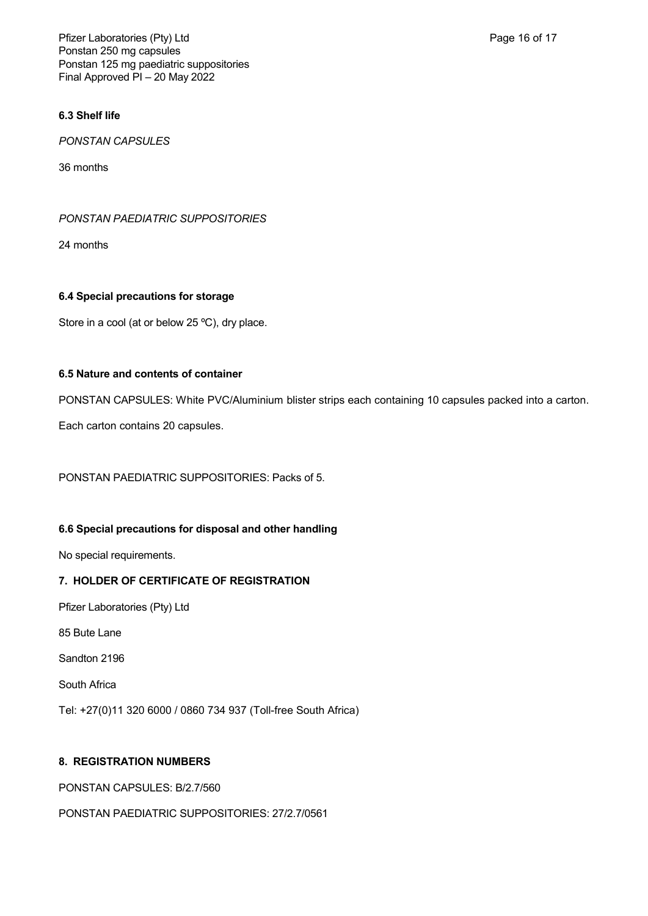### 6.3 Shelf life

*PONSTAN CAPSULES*

36 months

*PONSTAN PAEDIATRIC SUPPOSITORIES*

24 months

### 6.4 Special precautions for storage

Store in a cool (at or below 25 ºC), dry place.

### 6.5 Nature and contents of container

PONSTAN CAPSULES: White PVC/Aluminium blister strips each containing 10 capsules packed into a carton.

Each carton contains 20 capsules.

PONSTAN PAEDIATRIC SUPPOSITORIES: Packs of 5.

### 6.6 Special precautions for disposal and other handling

No special requirements.

## 7. HOLDER OF CERTIFICATE OF REGISTRATION

Pfizer Laboratories (Pty) Ltd

85 Bute Lane

Sandton 2196

South Africa

Tel: +27(0)11 320 6000 / 0860 734 937 (Toll-free South Africa)

## 8. REGISTRATION NUMBERS

PONSTAN CAPSULES: B/2.7/560

PONSTAN PAEDIATRIC SUPPOSITORIES: 27/2.7/0561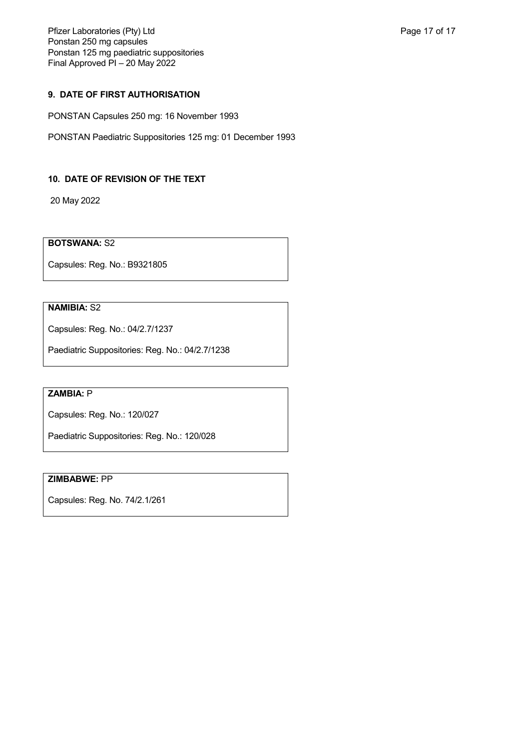## 9. DATE OF FIRST AUTHORISATION

PONSTAN Capsules 250 mg: 16 November 1993

PONSTAN Paediatric Suppositories 125 mg: 01 December 1993

## 10. DATE OF REVISION OF THE TEXT

20 May 2022

**BOTSWANA:** S2

Capsules: Reg. No.: B9321805

**NAMIBIA:** S2

Capsules: Reg. No.: 04/2.7/1237

Paediatric Suppositories: Reg. No.: 04/2.7/1238

**ZAMBIA:** P

Capsules: Reg. No.: 120/027

Paediatric Suppositories: Reg. No.: 120/028

**ZIMBABWE:** PP

Capsules: Reg. No. 74/2.1/261